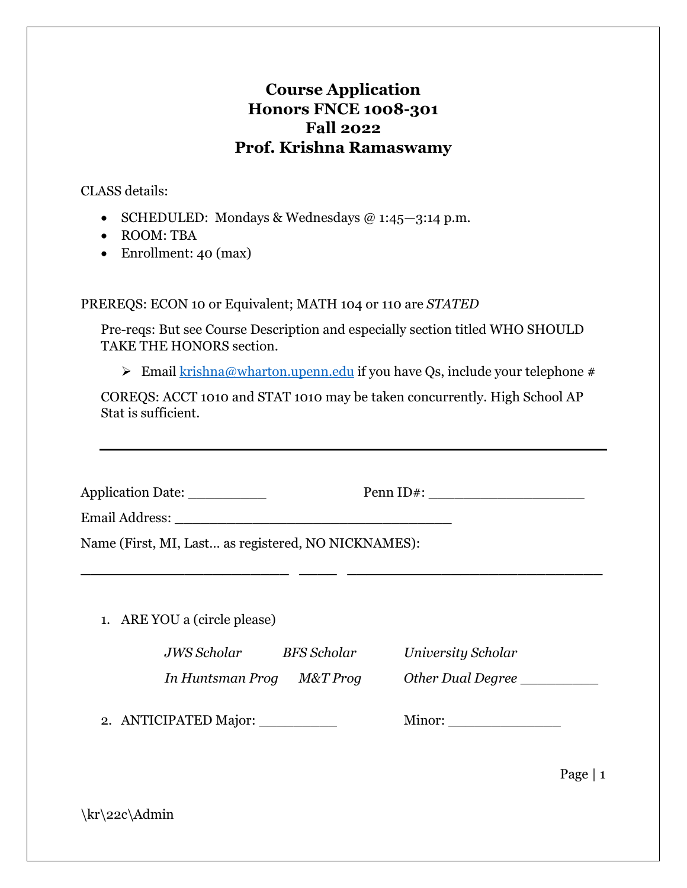# Course Application
# Honors FNCE 1008-301
# Fall 2022
# Prof. Krishna Ramaswamy

CLASS details:

- SCHEDULED: Mondays & Wednesdays @ 1:45—3:14 p.m.
- ROOM: TBA
- Enrollment: 40 (max)

PREREQS: ECON 10 or Equivalent; MATH 104 or 110 are *STATED*

Pre-reqs: But see Course Description and especially section titled WHO SHOULD TAKE THE HONORS section.

- Email krishna@wharton.upenn.edu if you have Qs, include your telephone #

COREQS: ACCT 1010 and STAT 1010 may be taken concurrently. High School AP Stat is sufficient.

---

Application Date: __________ Penn ID#: ____________________

Email Address: ___________________________________

Name (First, MI, Last… as registered, NO NICKNAMES):

__________________________ _____ ________________________________

1. ARE YOU a (circle please)

   *JWS Scholar* *BFS Scholar* *University Scholar*

   *In Huntsman Prog* *M&T Prog* *Other Dual Degree* __________

2. ANTICIPATED Major: __________ Minor: ______________

\kr\22c\Admin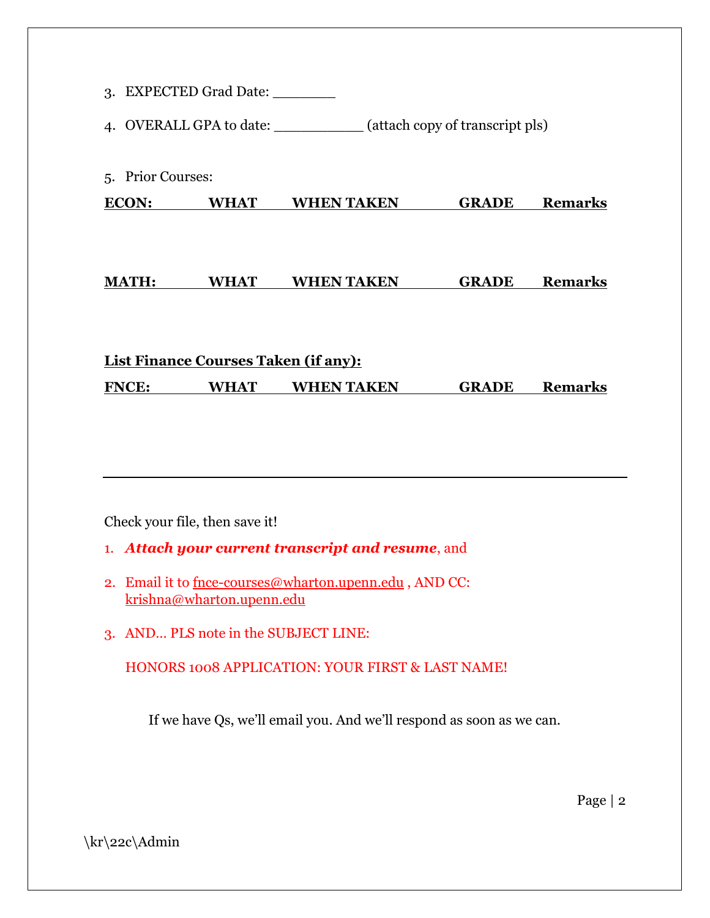3. EXPECTED Grad Date: _______

4. OVERALL GPA to date: __________ (attach copy of transcript pls)

5. Prior Courses:

| ECON: | WHAT | WHEN TAKEN | GRADE | Remarks |
| --- | --- | --- | --- | --- |

| MATH: | WHAT | WHEN TAKEN | GRADE | Remarks |
| --- | --- | --- | --- | --- |

**List Finance Courses Taken (if any):**

| FNCE: | WHAT | WHEN TAKEN | GRADE | Remarks |
| --- | --- | --- | --- | --- |

---

Check your file, then save it!

1. ***Attach your current transcript and resume***, and
2. Email it to fnce-courses@wharton.upenn.edu , AND CC: krishna@wharton.upenn.edu
3. AND… PLS note in the SUBJECT LINE:

   HONORS 1008 APPLICATION: YOUR FIRST & LAST NAME!

If we have Qs, we'll email you. And we'll respond as soon as we can.

\kr\22c\Admin